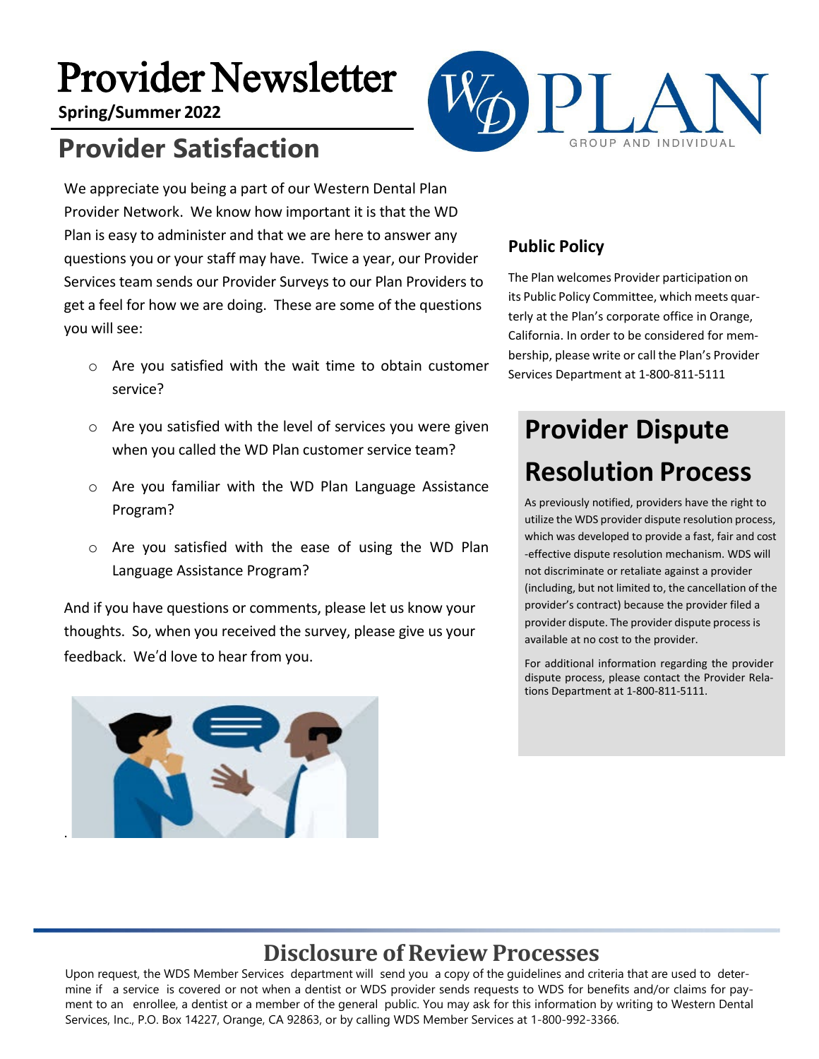# Provider Newsletter

**Spring/Summer 2022**

WD PLAN GROUP AND INDIVIDUAL

## Provider Satisfaction

We appreciate you being a part of our Western Dental Plan Provider Network. We know how important it is that the WD Plan is easy to administer and that we are here to answer any questions you or your staff may have. Twice a year, our Provider Services team sends our Provider Surveys to our Plan Providers to get a feel for how we are doing. These are some of the questions you will see:

- Are you satisfied with the wait time to obtain customer service?
- Are you satisfied with the level of services you were given when you called the WD Plan customer service team?
- Are you familiar with the WD Plan Language Assistance Program?
- Are you satisfied with the ease of using the WD Plan Language Assistance Program?

And if you have questions or comments, please let us know your thoughts. So, when you received the survey, please give us your feedback. We'd love to hear from you.

### Public Policy

The Plan welcomes Provider participation on its Public Policy Committee, which meets quarterly at the Plan's corporate office in Orange, California. In order to be considered for membership, please write or call the Plan's Provider Services Department at 1-800-811-5111

## Provider Dispute Resolution Process

As previously notified, providers have the right to utilize the WDS provider dispute resolution process, which was developed to provide a fast, fair and cost-effective dispute resolution mechanism. WDS will not discriminate or retaliate against a provider (including, but not limited to, the cancellation of the provider's contract) because the provider filed a provider dispute. The provider dispute process is available at no cost to the provider.

For additional information regarding the provider dispute process, please contact the Provider Relations Department at 1-800-811-5111.

## Disclosure of Review Processes

Upon request, the WDS Member Services department will send you a copy of the guidelines and criteria that are used to determine if a service is covered or not when a dentist or WDS provider sends requests to WDS for benefits and/or claims for payment to an enrollee, a dentist or a member of the general public. You may ask for this information by writing to Western Dental Services, Inc., P.O. Box 14227, Orange, CA 92863, or by calling WDS Member Services at 1-800-992-3366.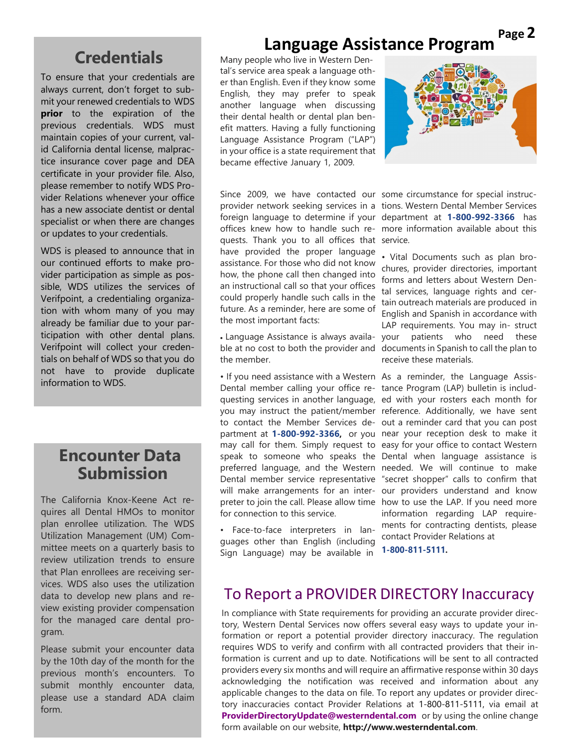## Credentials

To ensure that your credentials are always current, don't forget to submit your renewed credentials to WDS **prior** to the expiration of the previous credentials. WDS must maintain copies of your current, valid California dental license, malpractice insurance cover page and DEA certificate in your provider file. Also, please remember to notify WDS Provider Relations whenever your office has a new associate dentist or dental specialist or when there are changes or updates to your credentials.

WDS is pleased to announce that in our continued efforts to make provider participation as simple as possible, WDS utilizes the services of Verifpoint, a credentialing organization with whom many of you may already be familiar due to your participation with other dental plans. Verifpoint will collect your credentials on behalf of WDS so that you do not have to provide duplicate information to WDS.

## Encounter Data Submission

The California Knox-Keene Act requires all Dental HMOs to monitor plan enrollee utilization. The WDS Utilization Management (UM) Committee meets on a quarterly basis to review utilization trends to ensure that Plan enrollees are receiving services. WDS also uses the utilization data to develop new plans and review existing provider compensation for the managed care dental program.

Please submit your encounter data by the 10th day of the month for the previous month's encounters. To submit monthly encounter data, please use a standard ADA claim form.

## Language Assistance Program

Many people who live in Western Dental's service area speak a language other than English. Even if they know some English, they may prefer to speak another language when discussing their dental health or dental plan benefit matters. Having a fully functioning Language Assistance Program ("LAP") in your office is a state requirement that became effective January 1, 2009.

Since 2009, we have contacted our provider network seeking services in a foreign language to determine if your offices knew how to handle such requests. Thank you to all offices that have provided the proper language assistance. For those who did not know how, the phone call then changed into an instructional call so that your offices could properly handle such calls in the future. As a reminder, here are some of the most important facts:

- Language Assistance is always available at no cost to both the provider and the member.
- If you need assistance with a Western Dental member calling your office requesting services in another language, you may instruct the patient/member to contact the Member Services department at **1-800-992-3366,** or you may call for them. Simply request to speak to someone who speaks the preferred language, and the Western Dental member service representative will make arrangements for an interpreter to join the call. Please allow time for connection to this service.
- Face-to-face interpreters in languages other than English (including Sign Language) may be available in some circumstance for special instructions. Western Dental Member Services department at **1-800-992-3366** has more information available about this service.
- Vital Documents such as plan brochures, provider directories, important forms and letters about Western Dental services, language rights and certain outreach materials are produced in English and Spanish in accordance with LAP requirements. You may in- struct your patients who need these documents in Spanish to call the plan to receive these materials.

As a reminder, the Language Assistance Program (LAP) bulletin is included with your rosters each month for reference. Additionally, we have sent out a reminder card that you can post near your reception desk to make it easy for your office to contact Western Dental when language assistance is needed. We will continue to make "secret shopper" calls to confirm that our providers understand and know how to use the LAP. If you need more information regarding LAP requirements for contracting dentists, please contact Provider Relations at

**1-800-811-5111.**

## To Report a PROVIDER DIRECTORY Inaccuracy

In compliance with State requirements for providing an accurate provider directory, Western Dental Services now offers several easy ways to update your information or report a potential provider directory inaccuracy. The regulation requires WDS to verify and confirm with all contracted providers that their information is current and up to date. Notifications will be sent to all contracted providers every six months and will require an affirmative response within 30 days acknowledging the notification was received and information about any applicable changes to the data on file. To report any updates or provider directory inaccuracies contact Provider Relations at 1-800-811-5111, via email at **ProviderDirectoryUpdate@westerndental.com** or by using the online change form available on our website, **http://www.westerndental.com**.